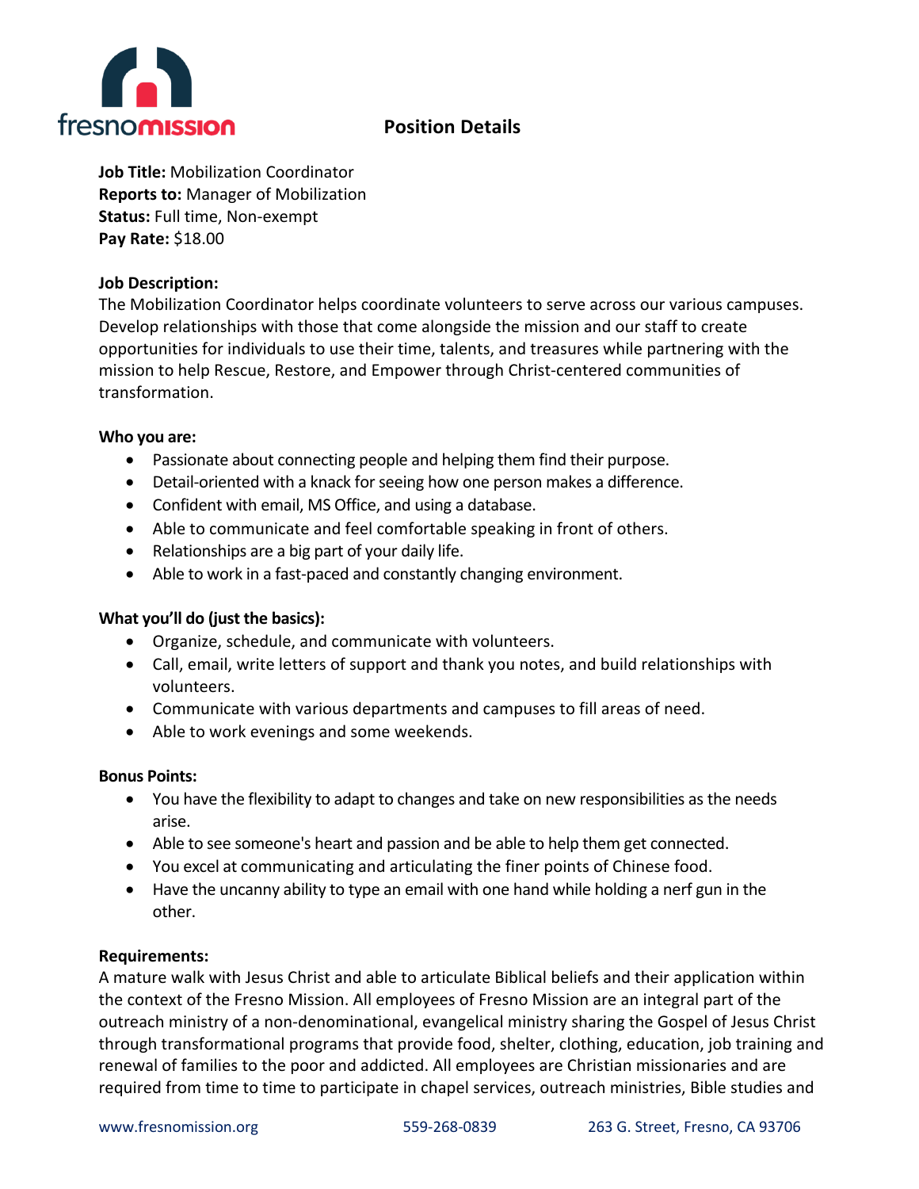fresnomission

# Position Details

**Job Title:** Mobilization Coordinator
**Reports to:** Manager of Mobilization
**Status:** Full time, Non-exempt
**Pay Rate:** $18.00

**Job Description:**
The Mobilization Coordinator helps coordinate volunteers to serve across our various campuses. Develop relationships with those that come alongside the mission and our staff to create opportunities for individuals to use their time, talents, and treasures while partnering with the mission to help Rescue, Restore, and Empower through Christ-centered communities of transformation.

**Who you are:**

- Passionate about connecting people and helping them find their purpose.
- Detail-oriented with a knack for seeing how one person makes a difference.
- Confident with email, MS Office, and using a database.
- Able to communicate and feel comfortable speaking in front of others.
- Relationships are a big part of your daily life.
- Able to work in a fast-paced and constantly changing environment.

**What you'll do (just the basics):**

- Organize, schedule, and communicate with volunteers.
- Call, email, write letters of support and thank you notes, and build relationships with volunteers.
- Communicate with various departments and campuses to fill areas of need.
- Able to work evenings and some weekends.

**Bonus Points:**

- You have the flexibility to adapt to changes and take on new responsibilities as the needs arise.
- Able to see someone's heart and passion and be able to help them get connected.
- You excel at communicating and articulating the finer points of Chinese food.
- Have the uncanny ability to type an email with one hand while holding a nerf gun in the other.

**Requirements:**
A mature walk with Jesus Christ and able to articulate Biblical beliefs and their application within the context of the Fresno Mission. All employees of Fresno Mission are an integral part of the outreach ministry of a non-denominational, evangelical ministry sharing the Gospel of Jesus Christ through transformational programs that provide food, shelter, clothing, education, job training and renewal of families to the poor and addicted. All employees are Christian missionaries and are required from time to time to participate in chapel services, outreach ministries, Bible studies and

www.fresnomission.org 559-268-0839 263 G. Street, Fresno, CA 93706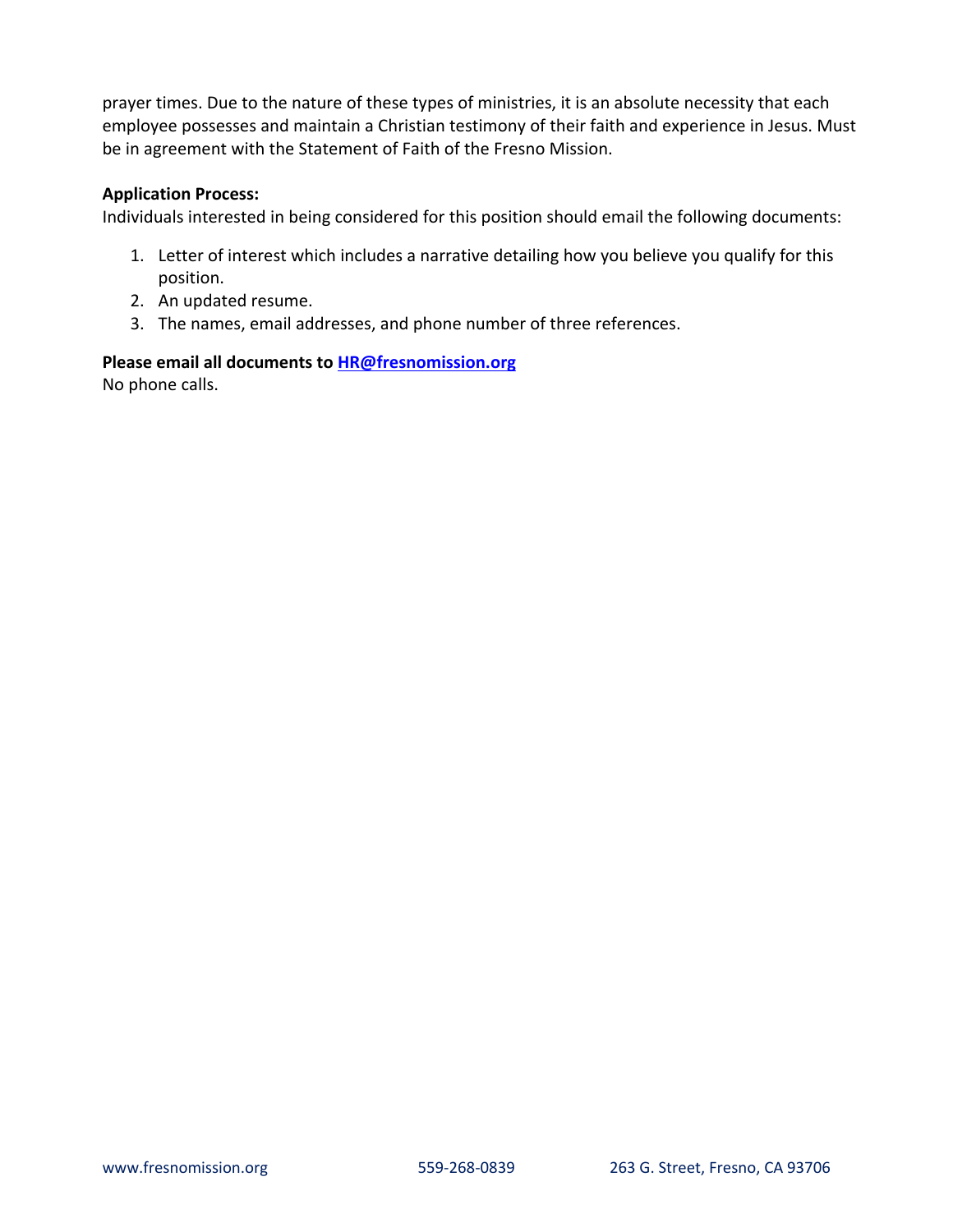prayer times. Due to the nature of these types of ministries, it is an absolute necessity that each employee possesses and maintain a Christian testimony of their faith and experience in Jesus. Must be in agreement with the Statement of Faith of the Fresno Mission.

**Application Process:**
Individuals interested in being considered for this position should email the following documents:

1. Letter of interest which includes a narrative detailing how you believe you qualify for this position.
2. An updated resume.
3. The names, email addresses, and phone number of three references.

**Please email all documents to [HR@fresnomission.org](mailto:HR@fresnomission.org)**
No phone calls.

www.fresnomission.org 559-268-0839 263 G. Street, Fresno, CA 93706